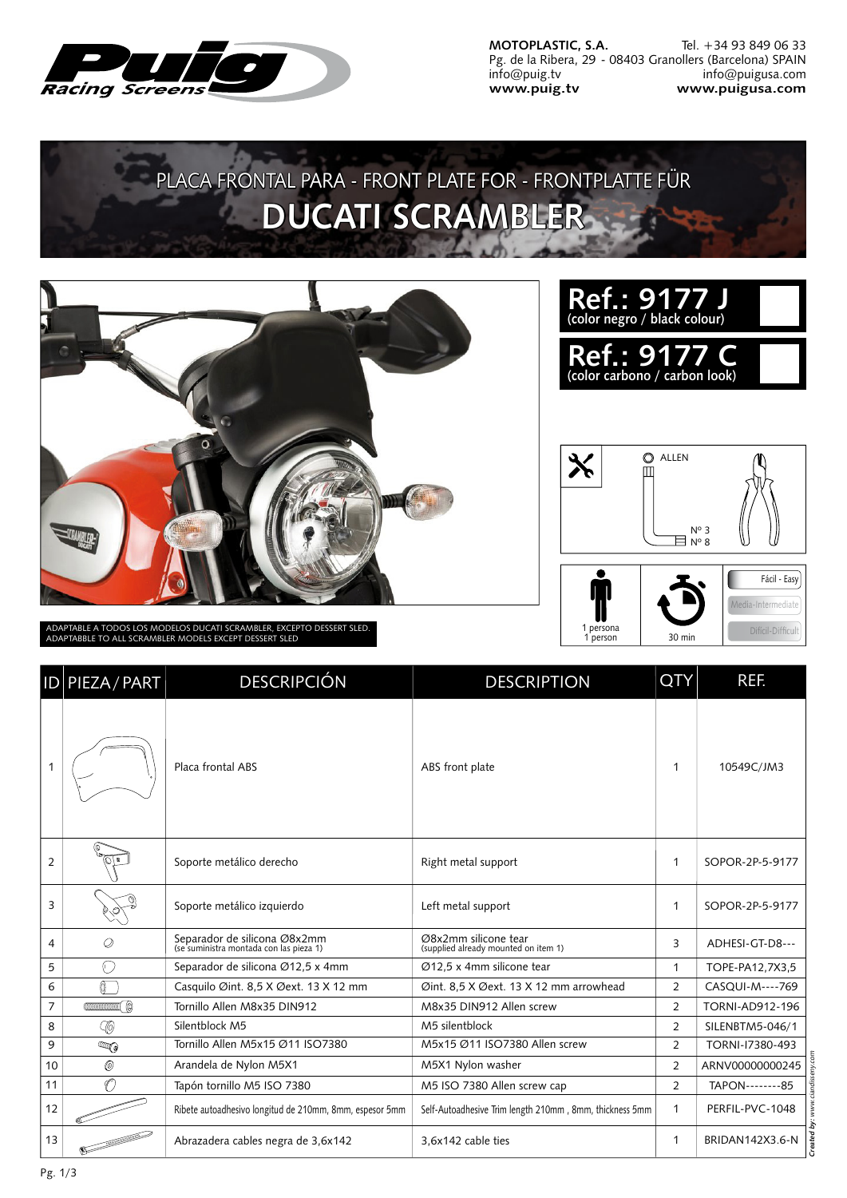**MOTOPLASTIC, S.A.** Tel. +34 93 849 06 33
Pg. de la Ribera, 29 - 08403 Granollers (Barcelona) SPAIN
info@puig.tv info@puigusa.com
**www.puig.tv** **www.puigusa.com**

# PLACA FRONTAL PARA - FRONT PLATE FOR - FRONTPLATTE FÜR
# DUCATI SCRAMBLER

ADAPTABLE A TODOS LOS MODELOS DUCATI SCRAMBLER, EXCEPTO DESSERT SLED.
ADAPTABBLE TO ALL SCRAMBLER MODELS EXCEPT DESSERT SLED

## Ref.: 9177 J
(color negro / black colour)

## Ref.: 9177 C
(color carbono / carbon look)

ALLEN
Nº 3
Nº 8

1 persona
1 person

30 min

Fácil - Easy
Media-Intermediate
Difícil-Difficult

| ID | PIEZA / PART | DESCRIPCIÓN | DESCRIPTION | QTY | REF. |
|---|---|---|---|---|---|
| 1 | | Placa frontal ABS | ABS front plate | 1 | 10549C/JM3 |
| 2 | | Soporte metálico derecho | Right metal support | 1 | SOPOR-2P-5-9177 |
| 3 | | Soporte metálico izquierdo | Left metal support | 1 | SOPOR-2P-5-9177 |
| 4 | | Separador de silicona Ø8x2mm (se suministra montada con las pieza 1) | Ø8x2mm silicone tear (supplied already mounted on item 1) | 3 | ADHESI-GT-D8--- |
| 5 | | Separador de silicona Ø12,5 x 4mm | Ø12,5 x 4mm silicone tear | 1 | TOPE-PA12,7X3,5 |
| 6 | | Casquilo Øint. 8,5 X Øext. 13 X 12 mm | Øint. 8,5 X Øext. 13 X 12 mm arrowhead | 2 | CASQUI-M----769 |
| 7 | | Tornillo Allen M8x35 DIN912 | M8x35 DIN912 Allen screw | 2 | TORNI-AD912-196 |
| 8 | | Silentblock M5 | M5 silentblock | 2 | SILENBTM5-046/1 |
| 9 | | Tornillo Allen M5x15 Ø11 ISO7380 | M5x15 Ø11 ISO7380 Allen screw | 2 | TORNI-I7380-493 |
| 10 | | Arandela de Nylon M5X1 | M5X1 Nylon washer | 2 | ARNV00000000245 |
| 11 | | Tapón tornillo M5 ISO 7380 | M5 ISO 7380 Allen screw cap | 2 | TAPON--------85 |
| 12 | | Ribete autoadhesivo longitud de 210mm, 8mm, espesor 5mm | Self-Autoadhesive Trim length 210mm , 8mm, thickness 5mm | 1 | PERFIL-PVC-1048 |
| 13 | | Abrazadera cables negra de 3,6x142 | 3,6x142 cable ties | 1 | BRIDAN142X3.6-N |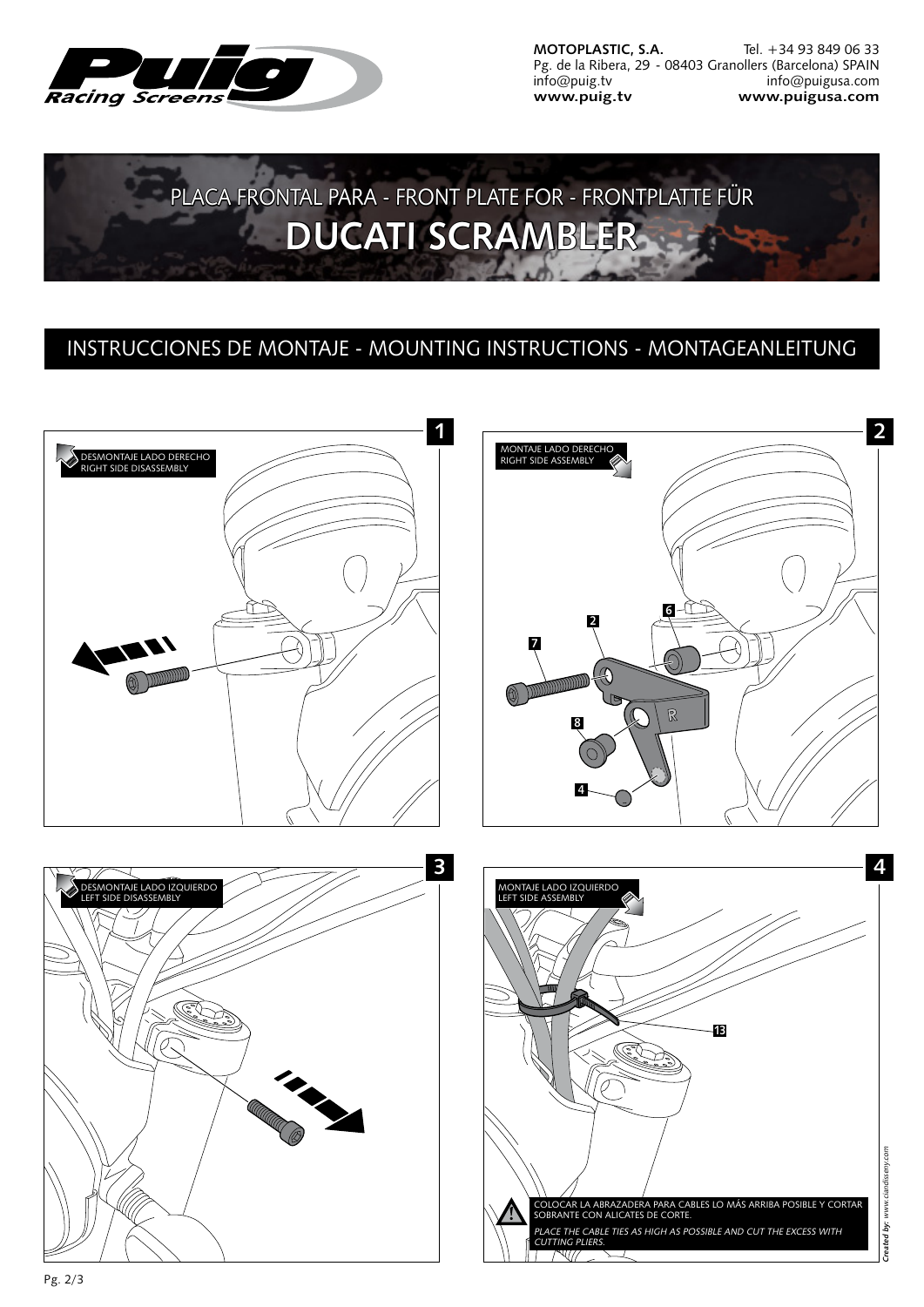MOTOPLASTIC, S.A. Tel. +34 93 849 06 33
Pg. de la Ribera, 29 - 08403 Granollers (Barcelona) SPAIN
info@puig.tv info@puigusa.com
**www.puig.tv** **www.puigusa.com**

# PLACA FRONTAL PARA - FRONT PLATE FOR - FRONTPLATTE FÜR
# DUCATI SCRAMBLER

## INSTRUCCIONES DE MONTAJE - MOUNTING INSTRUCTIONS - MONTAGEANLEITUNG

**1**

DESMONTAJE LADO DERECHO
RIGHT SIDE DISASSEMBLY

**2**

MONTAJE LADO DERECHO
RIGHT SIDE ASSEMBLY

6 2 7 8 4 R

**3**

DESMONTAJE LADO IZQUIERDO
LEFT SIDE DISASSEMBLY

**4**

MONTAJE LADO IZQUIERDO
LEFT SIDE ASSEMBLY

13

COLOCAR LA ABRAZADERA PARA CABLES LO MÁS ARRIBA POSIBLE Y CORTAR SOBRANTE CON ALICATES DE CORTE.

*PLACE THE CABLE TIES AS HIGH AS POSSIBLE AND CUT THE EXCESS WITH CUTTING PLIERS.*

***Created by:** www.ciandissery.com*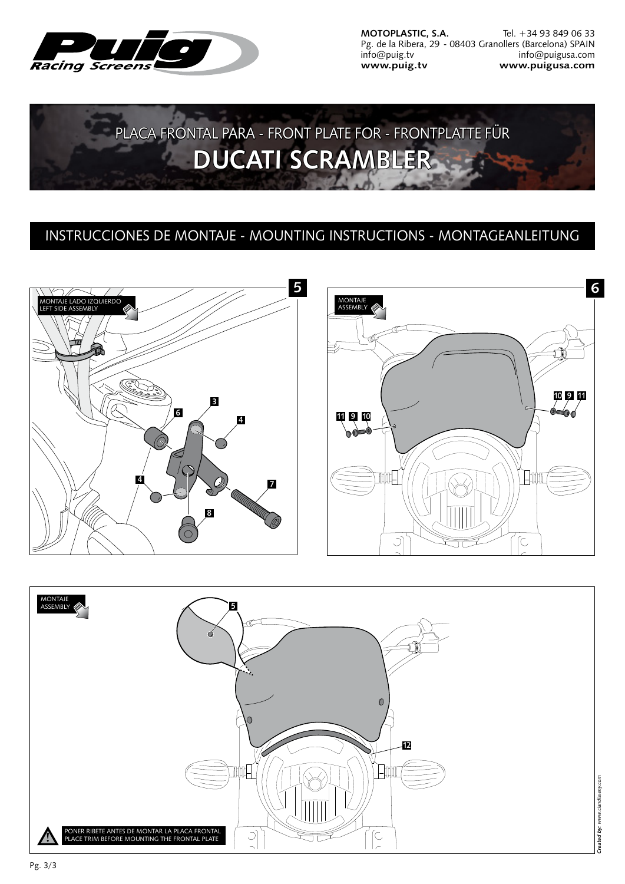MOTOPLASTIC, S.A. Tel. +34 93 849 06 33
Pg. de la Ribera, 29 - 08403 Granollers (Barcelona) SPAIN
info@puig.tv info@puigusa.com
**www.puig.tv** **www.puigusa.com**

PLACA FRONTAL PARA - FRONT PLATE FOR - FRONTPLATTE FÜR

# DUCATI SCRAMBLER

## INSTRUCCIONES DE MONTAJE - MOUNTING INSTRUCTIONS - MONTAGEANLEITUNG

5

MONTAJE LADO IZQUIERDO
LEFT SIDE ASSEMBLY

3 4 6 4 7 8

6

MONTAJE
ASSEMBLY

10 9 11
11 9 10

MONTAJE
ASSEMBLY

5
12

PONER RIBETE ANTES DE MONTAR LA PLACA FRONTAL
PLACE TRIM BEFORE MOUNTING THE FRONTAL PLATE

*Created by: www.ciandissent.com*